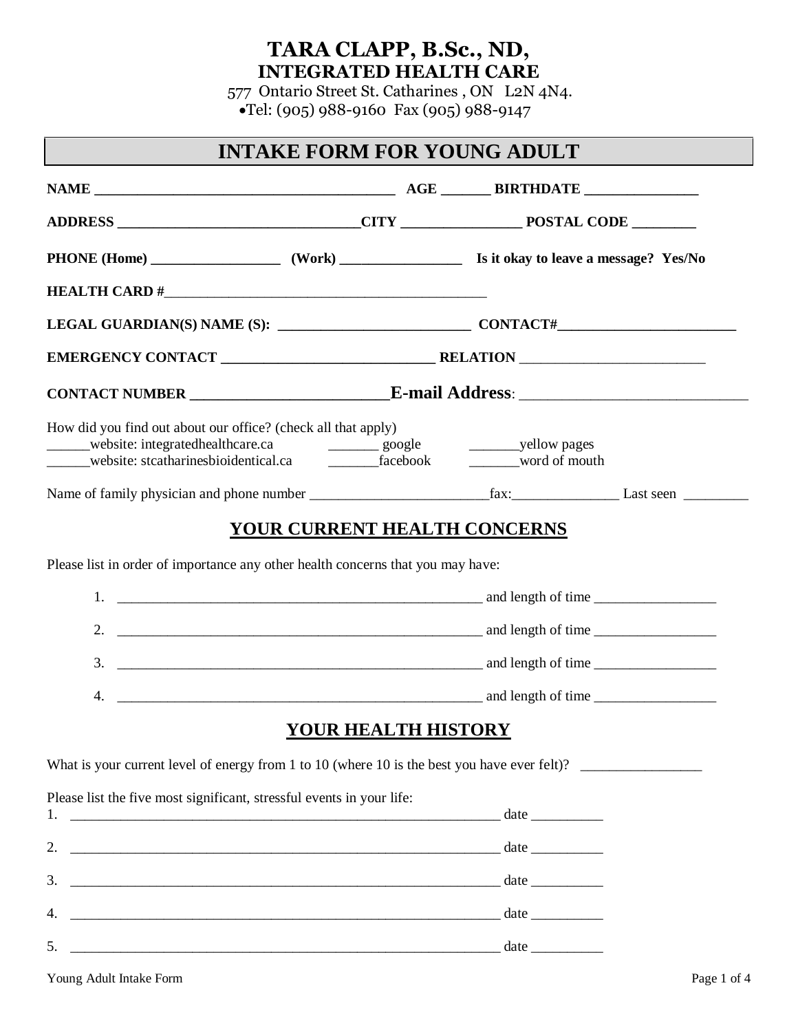# TARA CLAPP, B.Sc., ND,
## INTEGRATED HEALTH CARE

577 Ontario Street St. Catharines , ON L2N 4N4.
•Tel: (905) 988-9160 Fax (905) 988-9147

## INTAKE FORM FOR YOUNG ADULT

**NAME** ________________________________________ **AGE** ______ **BIRTHDATE** _______________

**ADDRESS** _______________________________**CITY** _______________ **POSTAL CODE** ________

**PHONE (Home)** _________________ **(Work)** ________________ **Is it okay to leave a message? Yes/No**

**HEALTH CARD #**__________________________________________

**LEGAL GUARDIAN(S) NAME (S):** __________________________ **CONTACT#**________________________

**EMERGENCY CONTACT** ____________________________ **RELATION** _________________________

**CONTACT NUMBER** _______________________**E-mail Address**: ____________________________

How did you find out about our office? (check all that apply)
______website: integratedhealthcare.ca _______ google _______yellow pages
______website: stcatharinesbioidentical.ca _______facebook _______word of mouth

Name of family physician and phone number ________________________fax:______________ Last seen _________

## YOUR CURRENT HEALTH CONCERNS

Please list in order of importance any other health concerns that you may have:

1. ____________________________________________________ and length of time _________________
2. ____________________________________________________ and length of time _________________
3. ____________________________________________________ and length of time _________________
4. ____________________________________________________ and length of time _________________

## YOUR HEALTH HISTORY

What is your current level of energy from 1 to 10 (where 10 is the best you have ever felt)? ________________

Please list the five most significant, stressful events in your life:

1. ______________________________________________________________ date __________
2. ______________________________________________________________ date __________
3. ______________________________________________________________ date __________
4. ______________________________________________________________ date __________
5. ______________________________________________________________ date __________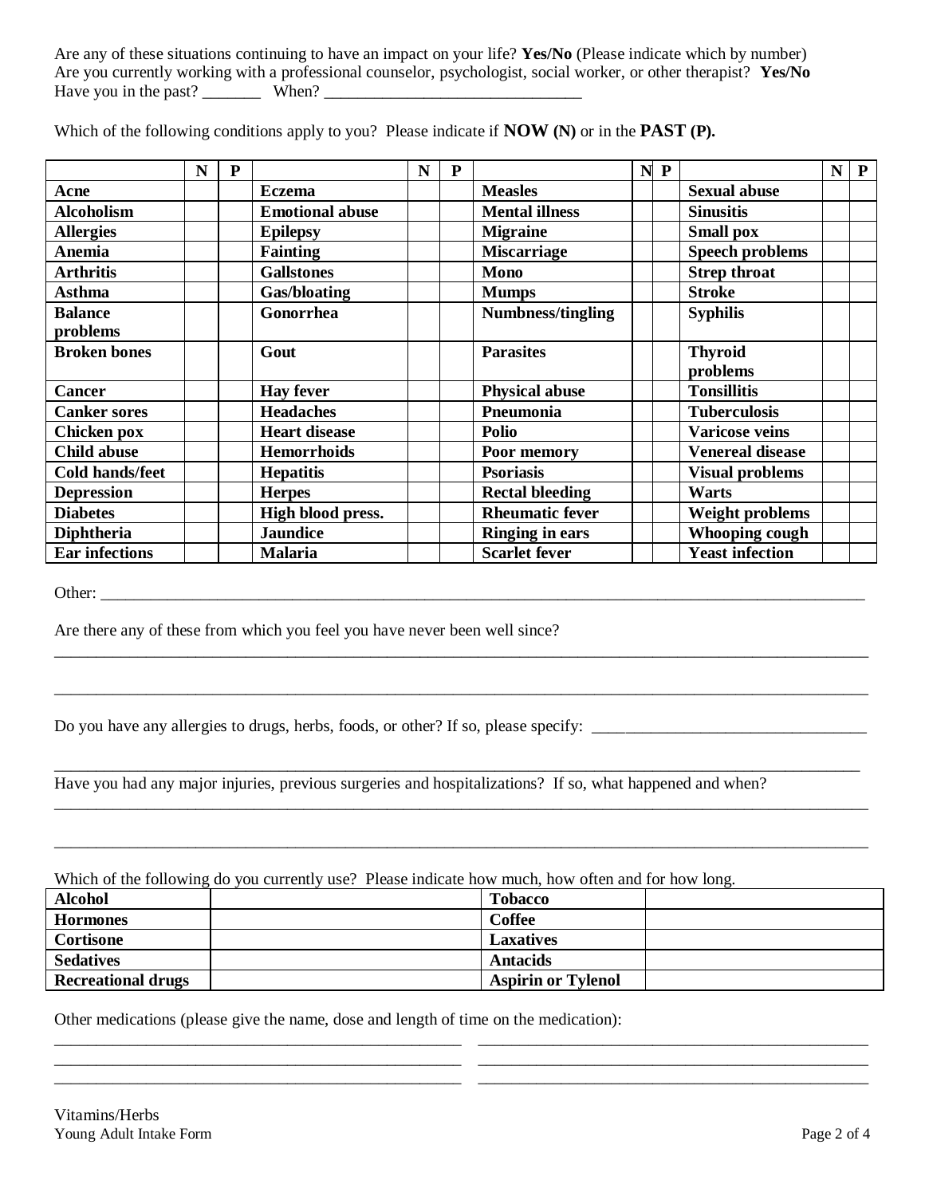Are any of these situations continuing to have an impact on your life? **Yes/No** (Please indicate which by number)
Are you currently working with a professional counselor, psychologist, social worker, or other therapist? **Yes/No**
Have you in the past? _______ When? _______________________________

Which of the following conditions apply to you? Please indicate if **NOW (N)** or in the **PAST (P).**

| | N | P | | N | P | | N | P | | N | P |
|---|---|---|---|---|---|---|---|---|---|---|---|
| **Acne** | | | **Eczema** | | | **Measles** | | | **Sexual abuse** | | |
| **Alcoholism** | | | **Emotional abuse** | | | **Mental illness** | | | **Sinusitis** | | |
| **Allergies** | | | **Epilepsy** | | | **Migraine** | | | **Small pox** | | |
| **Anemia** | | | **Fainting** | | | **Miscarriage** | | | **Speech problems** | | |
| **Arthritis** | | | **Gallstones** | | | **Mono** | | | **Strep throat** | | |
| **Asthma** | | | **Gas/bloating** | | | **Mumps** | | | **Stroke** | | |
| **Balance problems** | | | **Gonorrhea** | | | **Numbness/tingling** | | | **Syphilis** | | |
| **Broken bones** | | | **Gout** | | | **Parasites** | | | **Thyroid problems** | | |
| **Cancer** | | | **Hay fever** | | | **Physical abuse** | | | **Tonsillitis** | | |
| **Canker sores** | | | **Headaches** | | | **Pneumonia** | | | **Tuberculosis** | | |
| **Chicken pox** | | | **Heart disease** | | | **Polio** | | | **Varicose veins** | | |
| **Child abuse** | | | **Hemorrhoids** | | | **Poor memory** | | | **Venereal disease** | | |
| **Cold hands/feet** | | | **Hepatitis** | | | **Psoriasis** | | | **Visual problems** | | |
| **Depression** | | | **Herpes** | | | **Rectal bleeding** | | | **Warts** | | |
| **Diabetes** | | | **High blood press.** | | | **Rheumatic fever** | | | **Weight problems** | | |
| **Diphtheria** | | | **Jaundice** | | | **Ringing in ears** | | | **Whooping cough** | | |
| **Ear infections** | | | **Malaria** | | | **Scarlet fever** | | | **Yeast infection** | | |

Other: _______________________________________________

Are there any of these from which you feel you have never been well since?
_______________________________________________
_______________________________________________

Do you have any allergies to drugs, herbs, foods, or other? If so, please specify: _______________________
_______________________________________________

Have you had any major injuries, previous surgeries and hospitalizations? If so, what happened and when?
_______________________________________________
_______________________________________________

Which of the following do you currently use? Please indicate how much, how often and for how long.

| | | | |
|---|---|---|---|
| **Alcohol** | | **Tobacco** | |
| **Hormones** | | **Coffee** | |
| **Cortisone** | | **Laxatives** | |
| **Sedatives** | | **Antacids** | |
| **Recreational drugs** | | **Aspirin or Tylenol** | |

Other medications (please give the name, dose and length of time on the medication):
_______________________ _______________________
_______________________ _______________________
_______________________ _______________________

Vitamins/Herbs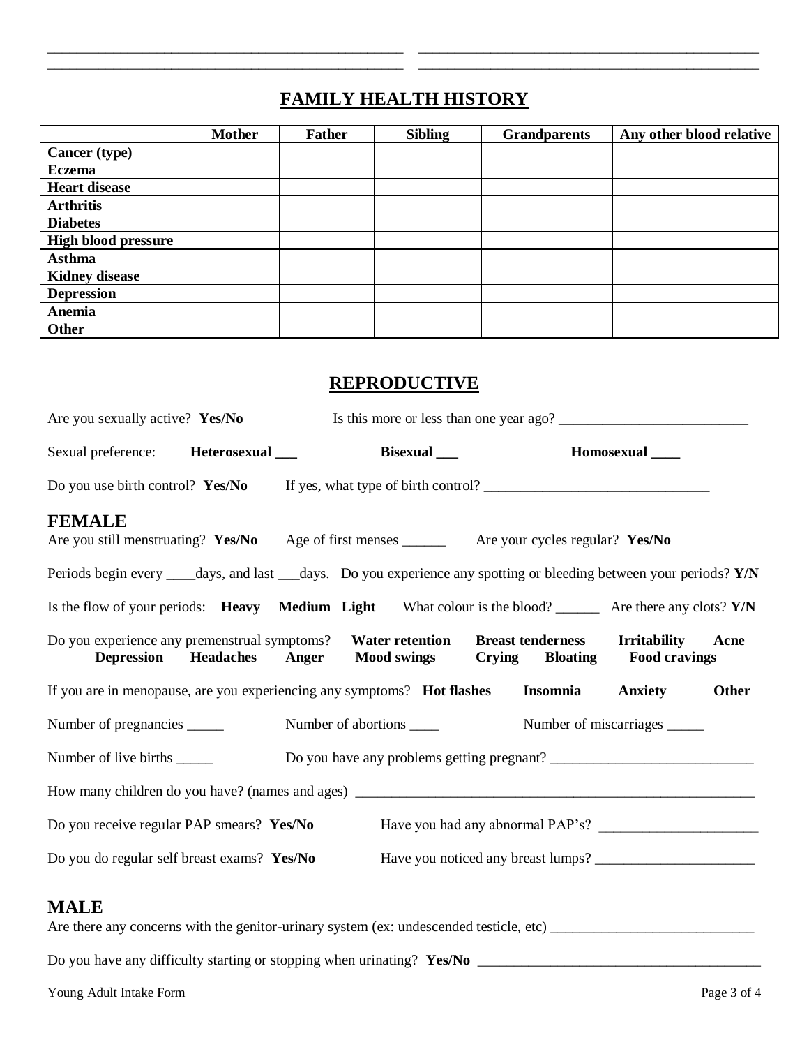_______________________________________________ _______________________________________________
_______________________________________________ _______________________________________________

## FAMILY HEALTH HISTORY

| | Mother | Father | Sibling | Grandparents | Any other blood relative |
|---|---|---|---|---|---|
| **Cancer (type)** | | | | | |
| **Eczema** | | | | | |
| **Heart disease** | | | | | |
| **Arthritis** | | | | | |
| **Diabetes** | | | | | |
| **High blood pressure** | | | | | |
| **Asthma** | | | | | |
| **Kidney disease** | | | | | |
| **Depression** | | | | | |
| **Anemia** | | | | | |
| **Other** | | | | | |

## REPRODUCTIVE

Are you sexually active? **Yes/No** Is this more or less than one year ago? __________________________

Sexual preference: **Heterosexual ___** **Bisexual ___** **Homosexual ____**

Do you use birth control? **Yes/No** If yes, what type of birth control? _______________________________

### FEMALE

Are you still menstruating? **Yes/No** Age of first menses ______ Are your cycles regular? **Yes/No**

Periods begin every ____days, and last ___days. Do you experience any spotting or bleeding between your periods? **Y/N**

Is the flow of your periods: **Heavy Medium Light** What colour is the blood? ______ Are there any clots? **Y/N**

Do you experience any premenstrual symptoms? **Water retention Breast tenderness Irritability Acne Depression Headaches Anger Mood swings Crying Bloating Food cravings**

If you are in menopause, are you experiencing any symptoms? **Hot flashes Insomnia Anxiety Other**

Number of pregnancies _____ Number of abortions ____ Number of miscarriages _____

Number of live births _____ Do you have any problems getting pregnant? ____________________________

How many children do you have? (names and ages) _________________________________________________________

Do you receive regular PAP smears? **Yes/No** Have you had any abnormal PAP's? ______________________

Do you do regular self breast exams? **Yes/No** Have you noticed any breast lumps? ______________________

### MALE

Are there any concerns with the genitor-urinary system (ex: undescended testicle, etc) ____________________________

Do you have any difficulty starting or stopping when urinating? **Yes/No** _______________________________________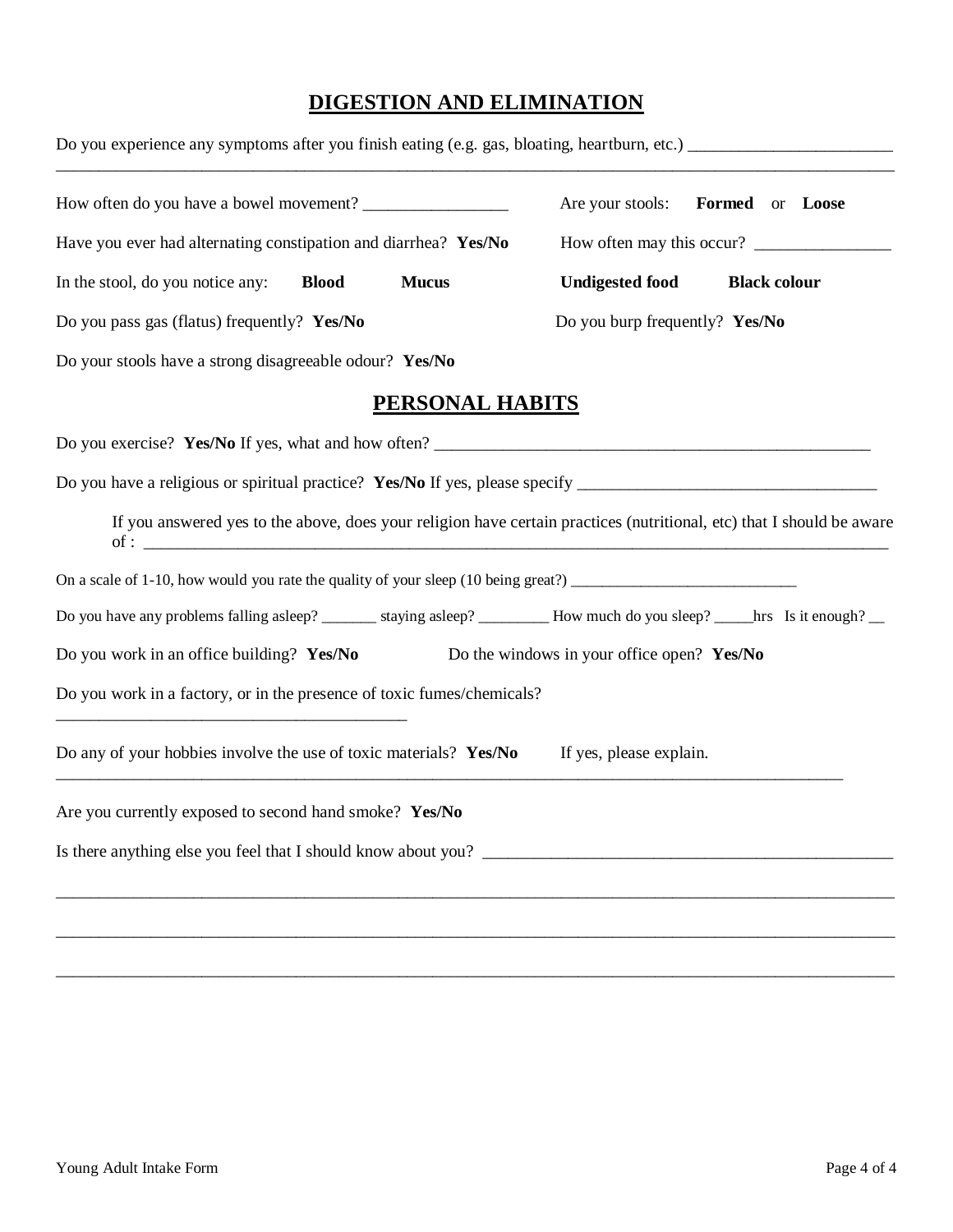## DIGESTION AND ELIMINATION

Do you experience any symptoms after you finish eating (e.g. gas, bloating, heartburn, etc.) ________________________
______________________________________________________________________________________________

How often do you have a bowel movement? _________________ Are your stools: **Formed** or **Loose**

Have you ever had alternating constipation and diarrhea? **Yes/No** How often may this occur? ________________

In the stool, do you notice any: **Blood** **Mucus** **Undigested food** **Black colour**

Do you pass gas (flatus) frequently? **Yes/No** Do you burp frequently? **Yes/No**

Do your stools have a strong disagreeable odour? **Yes/No**

## PERSONAL HABITS

Do you exercise? **Yes/No** If yes, what and how often? ______________________________________________________

Do you have a religious or spiritual practice? **Yes/No** If yes, please specify ____________________________________

If you answered yes to the above, does your religion have certain practices (nutritional, etc) that I should be aware of : ____________________________________________________________________________________________

On a scale of 1-10, how would you rate the quality of your sleep (10 being great?) _____________________________

Do you have any problems falling asleep? _______ staying asleep? _________ How much do you sleep? _____hrs Is it enough? __

Do you work in an office building? **Yes/No** Do the windows in your office open? **Yes/No**

Do you work in a factory, or in the presence of toxic fumes/chemicals?
__________________________________________

Do any of your hobbies involve the use of toxic materials? **Yes/No** If yes, please explain.
______________________________________________________________________________________________

Are you currently exposed to second hand smoke? **Yes/No**

Is there anything else you feel that I should know about you? __________________________________________________

______________________________________________________________________________________________

______________________________________________________________________________________________

______________________________________________________________________________________________

Young Adult Intake Form